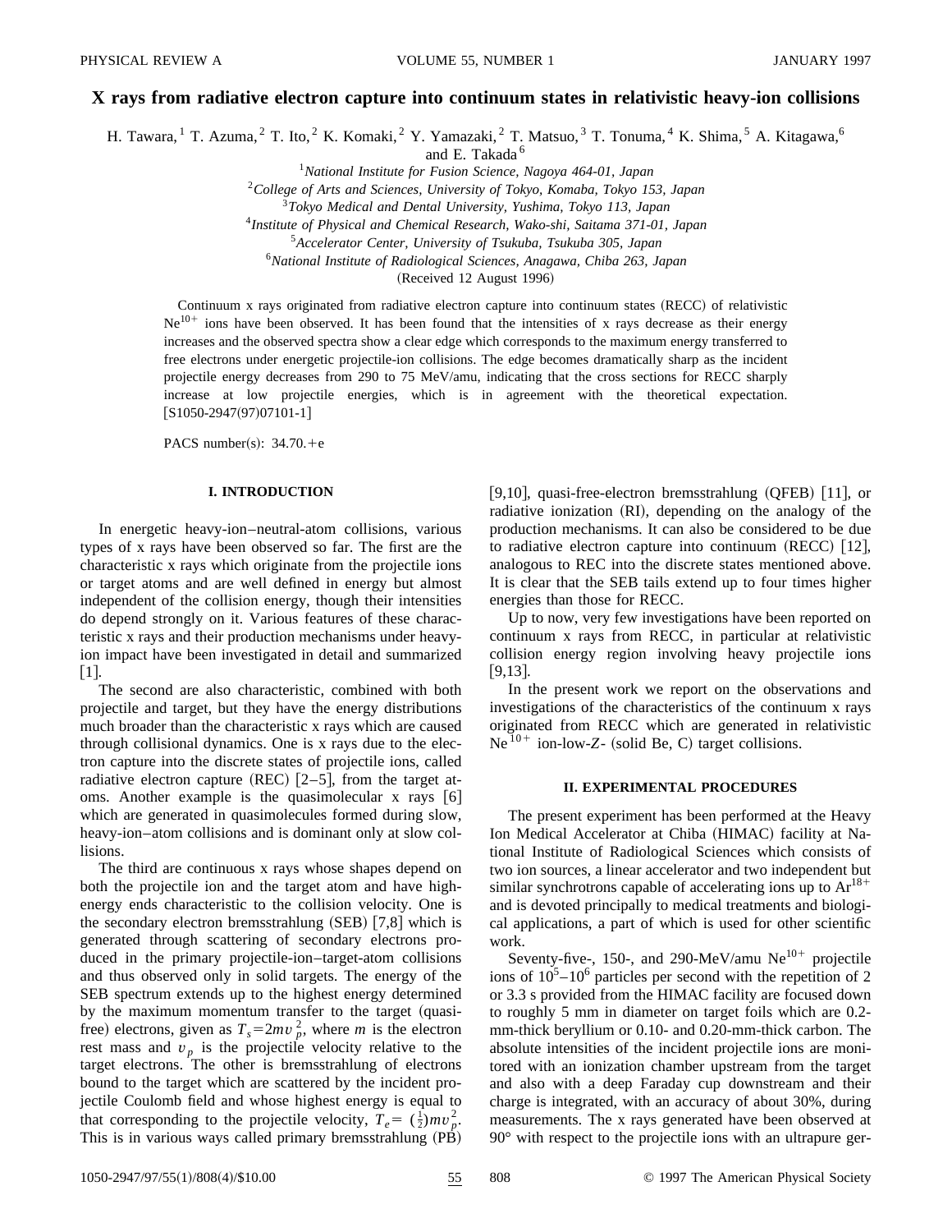# X rays from radiative electron capture into continuum states in relativistic heavy-ion collisions

H. Tawara,[1] T. Azuma,[2] T. Ito,[2] K. Komaki,[2] Y. Yamazaki,[2] T. Matsuo,[3] T. Tonuma,[4] K. Shima,[5] A. Kitagawa,[6] and E. Takada[6]

[1]*National Institute for Fusion Science, Nagoya 464-01, Japan*
[2]*College of Arts and Sciences, University of Tokyo, Komaba, Tokyo 153, Japan*
[3]*Tokyo Medical and Dental University, Yushima, Tokyo 113, Japan*
[4]*Institute of Physical and Chemical Research, Wako-shi, Saitama 371-01, Japan*
[5]*Accelerator Center, University of Tsukuba, Tsukuba 305, Japan*
[6]*National Institute of Radiological Sciences, Anagawa, Chiba 263, Japan*

(Received 12 August 1996)

Continuum x rays originated from radiative electron capture into continuum states (RECC) of relativistic $Ne^{10+}$ ions have been observed. It has been found that the intensities of x rays decrease as their energy increases and the observed spectra show a clear edge which corresponds to the maximum energy transferred to free electrons under energetic projectile-ion collisions. The edge becomes dramatically sharp as the incident projectile energy decreases from 290 to 75 MeV/amu, indicating that the cross sections for RECC sharply increase at low projectile energies, which is in agreement with the theoretical expectation. [S1050-2947(97)07101-1]

PACS number(s): 34.70.+e

## I. INTRODUCTION

In energetic heavy-ion–neutral-atom collisions, various types of x rays have been observed so far. The first are the characteristic x rays which originate from the projectile ions or target atoms and are well defined in energy but almost independent of the collision energy, though their intensities do depend strongly on it. Various features of these characteristic x rays and their production mechanisms under heavy-ion impact have been investigated in detail and summarized [1].

The second are also characteristic, combined with both projectile and target, but they have the energy distributions much broader than the characteristic x rays which are caused through collisional dynamics. One is x rays due to the electron capture into the discrete states of projectile ions, called radiative electron capture (REC) [2–5], from the target atoms. Another example is the quasimolecular x rays [6] which are generated in quasimolecules formed during slow, heavy-ion–atom collisions and is dominant only at slow collisions.

The third are continuous x rays whose shapes depend on both the projectile ion and the target atom and have high-energy ends characteristic to the collision velocity. One is the secondary electron bremsstrahlung (SEB) [7,8] which is generated through scattering of secondary electrons produced in the primary projectile-ion–target-atom collisions and thus observed only in solid targets. The energy of the SEB spectrum extends up to the highest energy determined by the maximum momentum transfer to the target (quasi-free) electrons, given as $T_s = 2mv_p^2$, where $m$ is the electron rest mass and $v_p$ is the projectile velocity relative to the target electrons. The other is bremsstrahlung of electrons bound to the target which are scattered by the incident projectile Coulomb field and whose highest energy is equal to that corresponding to the projectile velocity, $T_e = (\frac{1}{2})mv_p^2$. This is in various ways called primary bremsstrahlung (PB) [9,10], quasi-free-electron bremsstrahlung (QFEB) [11], or radiative ionization (RI), depending on the analogy of the production mechanisms. It can also be considered to be due to radiative electron capture into continuum (RECC) [12], analogous to REC into the discrete states mentioned above. It is clear that the SEB tails extend up to four times higher energies than those for RECC.

Up to now, very few investigations have been reported on continuum x rays from RECC, in particular at relativistic collision energy region involving heavy projectile ions [9,13].

In the present work we report on the observations and investigations of the characteristics of the continuum x rays originated from RECC which are generated in relativistic $Ne^{10+}$ ion-low-$Z$- (solid Be, C) target collisions.

## II. EXPERIMENTAL PROCEDURES

The present experiment has been performed at the Heavy Ion Medical Accelerator at Chiba (HIMAC) facility at National Institute of Radiological Sciences which consists of two ion sources, a linear accelerator and two independent but similar synchrotrons capable of accelerating ions up to $Ar^{18+}$ and is devoted principally to medical treatments and biological applications, a part of which is used for other scientific work.

Seventy-five-, 150-, and 290-MeV/amu $Ne^{10+}$ projectile ions of $10^5$–$10^6$ particles per second with the repetition of 2 or 3.3 s provided from the HIMAC facility are focused down to roughly 5 mm in diameter on target foils which are 0.2-mm-thick beryllium or 0.10- and 0.20-mm-thick carbon. The absolute intensities of the incident projectile ions are monitored with an ionization chamber upstream from the target and also with a deep Faraday cup downstream and their charge is integrated, with an accuracy of about 30%, during measurements. The x rays generated have been observed at 90° with respect to the projectile ions with an ultrapure ger-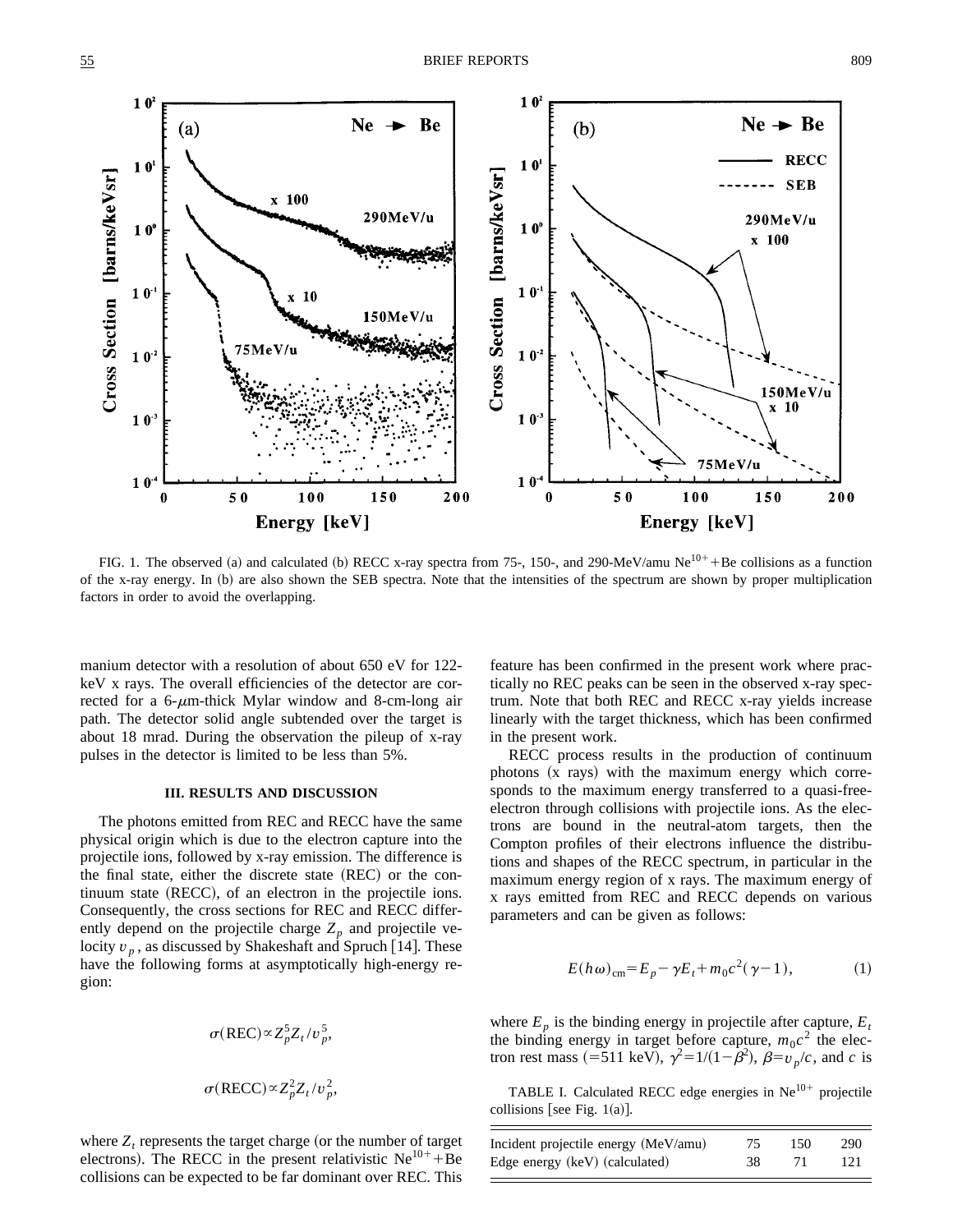FIG. 1. The observed (a) and calculated (b) RECC x-ray spectra from 75-, 150-, and 290-MeV/amu $Ne^{10+}$+Be collisions as a function of the x-ray energy. In (b) are also shown the SEB spectra. Note that the intensities of the spectrum are shown by proper multiplication factors in order to avoid the overlapping.

manium detector with a resolution of about 650 eV for 122-keV x rays. The overall efficiencies of the detector are corrected for a 6-$\mu$m-thick Mylar window and 8-cm-long air path. The detector solid angle subtended over the target is about 18 mrad. During the observation the pileup of x-ray pulses in the detector is limited to be less than 5%.

### III. RESULTS AND DISCUSSION

The photons emitted from REC and RECC have the same physical origin which is due to the electron capture into the projectile ions, followed by x-ray emission. The difference is the final state, either the discrete state (REC) or the continuum state (RECC), of an electron in the projectile ions. Consequently, the cross sections for REC and RECC differently depend on the projectile charge $Z_p$ and projectile velocity $v_p$, as discussed by Shakeshaft and Spruch [14]. These have the following forms at asymptotically high-energy region:

$$\sigma(\mathrm{REC}) \propto Z_p^5 Z_t / v_p^5,$$

$$\sigma(\mathrm{RECC}) \propto Z_p^2 Z_t / v_p^2,$$

where $Z_t$ represents the target charge (or the number of target electrons). The RECC in the present relativistic $Ne^{10+}$+Be collisions can be expected to be far dominant over REC. This feature has been confirmed in the present work where practically no REC peaks can be seen in the observed x-ray spectrum. Note that both REC and RECC x-ray yields increase linearly with the target thickness, which has been confirmed in the present work.

RECC process results in the production of continuum photons (x rays) with the maximum energy which corresponds to the maximum energy transferred to a quasi-free-electron through collisions with projectile ions. As the electrons are bound in the neutral-atom targets, then the Compton profiles of their electrons influence the distributions and shapes of the RECC spectrum, in particular in the maximum energy region of x rays. The maximum energy of x rays emitted from REC and RECC depends on various parameters and can be given as follows:

$$E(h\omega)_{\mathrm{cm}} = E_p - \gamma E_t + m_0 c^2 (\gamma - 1), \tag{1}$$

where $E_p$ is the binding energy in projectile after capture, $E_t$ the binding energy in target before capture, $m_0 c^2$ the electron rest mass (=511 keV), $\gamma^2 = 1/(1-\beta^2)$, $\beta = v_p / c$, and $c$ is

TABLE I. Calculated RECC edge energies in $Ne^{10+}$ projectile collisions [see Fig. 1(a)].

| Incident projectile energy (MeV/amu) | 75 | 150 | 290 |
|---|---|---|---|
| Edge energy (keV) (calculated) | 38 | 71 | 121 |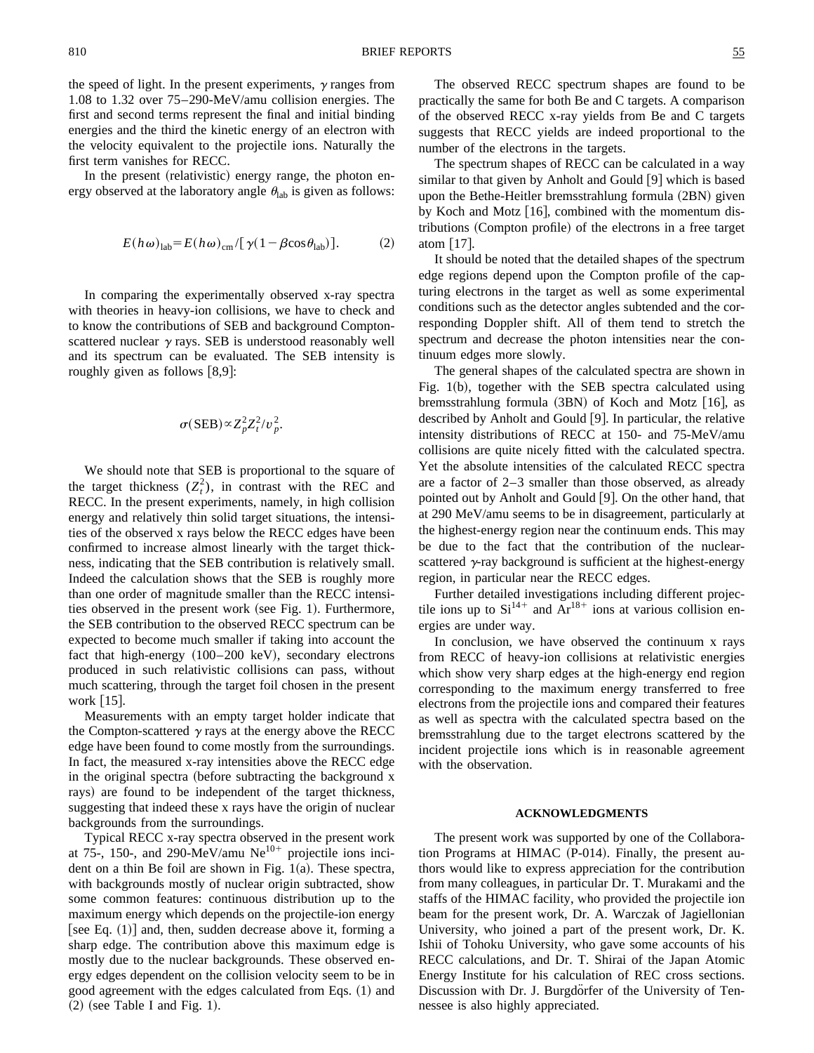the speed of light. In the present experiments, $\gamma$ ranges from 1.08 to 1.32 over 75–290-MeV/amu collision energies. The first and second terms represent the final and initial binding energies and the third the kinetic energy of an electron with the velocity equivalent to the projectile ions. Naturally the first term vanishes for RECC.

In the present (relativistic) energy range, the photon energy observed at the laboratory angle $\theta_{\mathrm{lab}}$ is given as follows:

$$E(h\omega)_{\mathrm{lab}} = E(h\omega)_{\mathrm{cm}} / [\gamma(1-\beta\cos\theta_{\mathrm{lab}})]. \tag{2}$$

In comparing the experimentally observed x-ray spectra with theories in heavy-ion collisions, we have to check and to know the contributions of SEB and background Compton-scattered nuclear $\gamma$ rays. SEB is understood reasonably well and its spectrum can be evaluated. The SEB intensity is roughly given as follows [8,9]:

$$\sigma(\mathrm{SEB}) \propto Z_p^2 Z_t^2 / v_p^2.$$

We should note that SEB is proportional to the square of the target thickness ($Z_t^2$), in contrast with the REC and RECC. In the present experiments, namely, in high collision energy and relatively thin solid target situations, the intensities of the observed x rays below the RECC edges have been confirmed to increase almost linearly with the target thickness, indicating that the SEB contribution is relatively small. Indeed the calculation shows that the SEB is roughly more than one order of magnitude smaller than the RECC intensities observed in the present work (see Fig. 1). Furthermore, the SEB contribution to the observed RECC spectrum can be expected to become much smaller if taking into account the fact that high-energy (100–200 keV), secondary electrons produced in such relativistic collisions can pass, without much scattering, through the target foil chosen in the present work [15].

Measurements with an empty target holder indicate that the Compton-scattered $\gamma$ rays at the energy above the RECC edge have been found to come mostly from the surroundings. In fact, the measured x-ray intensities above the RECC edge in the original spectra (before subtracting the background x rays) are found to be independent of the target thickness, suggesting that indeed these x rays have the origin of nuclear backgrounds from the surroundings.

Typical RECC x-ray spectra observed in the present work at 75-, 150-, and 290-MeV/amu $Ne^{10+}$ projectile ions incident on a thin Be foil are shown in Fig. 1(a). These spectra, with backgrounds mostly of nuclear origin subtracted, show some common features: continuous distribution up to the maximum energy which depends on the projectile-ion energy [see Eq. (1)] and, then, sudden decrease above it, forming a sharp edge. The contribution above this maximum edge is mostly due to the nuclear backgrounds. These observed energy edges dependent on the collision velocity seem to be in good agreement with the edges calculated from Eqs. (1) and (2) (see Table I and Fig. 1).

The observed RECC spectrum shapes are found to be practically the same for both Be and C targets. A comparison of the observed RECC x-ray yields from Be and C targets suggests that RECC yields are indeed proportional to the number of the electrons in the targets.

The spectrum shapes of RECC can be calculated in a way similar to that given by Anholt and Gould [9] which is based upon the Bethe-Heitler bremsstrahlung formula (2BN) given by Koch and Motz [16], combined with the momentum distributions (Compton profile) of the electrons in a free target atom [17].

It should be noted that the detailed shapes of the spectrum edge regions depend upon the Compton profile of the capturing electrons in the target as well as some experimental conditions such as the detector angles subtended and the corresponding Doppler shift. All of them tend to stretch the spectrum and decrease the photon intensities near the continuum edges more slowly.

The general shapes of the calculated spectra are shown in Fig. 1(b), together with the SEB spectra calculated using bremsstrahlung formula (3BN) of Koch and Motz [16], as described by Anholt and Gould [9]. In particular, the relative intensity distributions of RECC at 150- and 75-MeV/amu collisions are quite nicely fitted with the calculated spectra. Yet the absolute intensities of the calculated RECC spectra are a factor of 2–3 smaller than those observed, as already pointed out by Anholt and Gould [9]. On the other hand, that at 290 MeV/amu seems to be in disagreement, particularly at the highest-energy region near the continuum ends. This may be due to the fact that the contribution of the nuclear-scattered $\gamma$-ray background is sufficient at the highest-energy region, in particular near the RECC edges.

Further detailed investigations including different projectile ions up to $Si^{14+}$ and $Ar^{18+}$ ions at various collision energies are under way.

In conclusion, we have observed the continuum x rays from RECC of heavy-ion collisions at relativistic energies which show very sharp edges at the high-energy end region corresponding to the maximum energy transferred to free electrons from the projectile ions and compared their features as well as spectra with the calculated spectra based on the bremsstrahlung due to the target electrons scattered by the incident projectile ions which is in reasonable agreement with the observation.

## ACKNOWLEDGMENTS

The present work was supported by one of the Collaboration Programs at HIMAC (P-014). Finally, the present authors would like to express appreciation for the contribution from many colleagues, in particular Dr. T. Murakami and the staffs of the HIMAC facility, who provided the projectile ion beam for the present work, Dr. A. Warczak of Jagiellonian University, who joined a part of the present work, Dr. K. Ishii of Tohoku University, who gave some accounts of his RECC calculations, and Dr. T. Shirai of the Japan Atomic Energy Institute for his calculation of REC cross sections. Discussion with Dr. J. Burgdörfer of the University of Tennessee is also highly appreciated.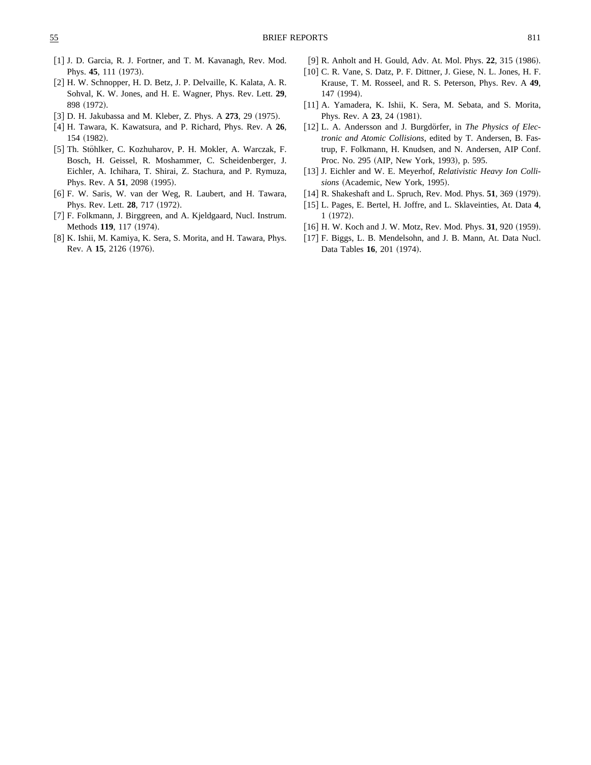[1] J. D. Garcia, R. J. Fortner, and T. M. Kavanagh, Rev. Mod. Phys. **45**, 111 (1973).

[2] H. W. Schnopper, H. D. Betz, J. P. Delvaille, K. Kalata, A. R. Sohval, K. W. Jones, and H. E. Wagner, Phys. Rev. Lett. **29**, 898 (1972).

[3] D. H. Jakubassa and M. Kleber, Z. Phys. A **273**, 29 (1975).

[4] H. Tawara, K. Kawatsura, and P. Richard, Phys. Rev. A **26**, 154 (1982).

[5] Th. Stöhlker, C. Kozhuharov, P. H. Mokler, A. Warczak, F. Bosch, H. Geissel, R. Moshammer, C. Scheidenberger, J. Eichler, A. Ichihara, T. Shirai, Z. Stachura, and P. Rymuza, Phys. Rev. A **51**, 2098 (1995).

[6] F. W. Saris, W. van der Weg, R. Laubert, and H. Tawara, Phys. Rev. Lett. **28**, 717 (1972).

[7] F. Folkmann, J. Birggreen, and A. Kjeldgaard, Nucl. Instrum. Methods **119**, 117 (1974).

[8] K. Ishii, M. Kamiya, K. Sera, S. Morita, and H. Tawara, Phys. Rev. A **15**, 2126 (1976).

[9] R. Anholt and H. Gould, Adv. At. Mol. Phys. **22**, 315 (1986).

[10] C. R. Vane, S. Datz, P. F. Dittner, J. Giese, N. L. Jones, H. F. Krause, T. M. Rosseel, and R. S. Peterson, Phys. Rev. A **49**, 147 (1994).

[11] A. Yamadera, K. Ishii, K. Sera, M. Sebata, and S. Morita, Phys. Rev. A **23**, 24 (1981).

[12] L. A. Andersson and J. Burgdörfer, in *The Physics of Electronic and Atomic Collisions*, edited by T. Andersen, B. Fastrup, F. Folkmann, H. Knudsen, and N. Andersen, AIP Conf. Proc. No. 295 (AIP, New York, 1993), p. 595.

[13] J. Eichler and W. E. Meyerhof, *Relativistic Heavy Ion Collisions* (Academic, New York, 1995).

[14] R. Shakeshaft and L. Spruch, Rev. Mod. Phys. **51**, 369 (1979).

[15] L. Pages, E. Bertel, H. Joffre, and L. Sklaveinties, At. Data **4**, 1 (1972).

[16] H. W. Koch and J. W. Motz, Rev. Mod. Phys. **31**, 920 (1959).

[17] F. Biggs, L. B. Mendelsohn, and J. B. Mann, At. Data Nucl. Data Tables **16**, 201 (1974).